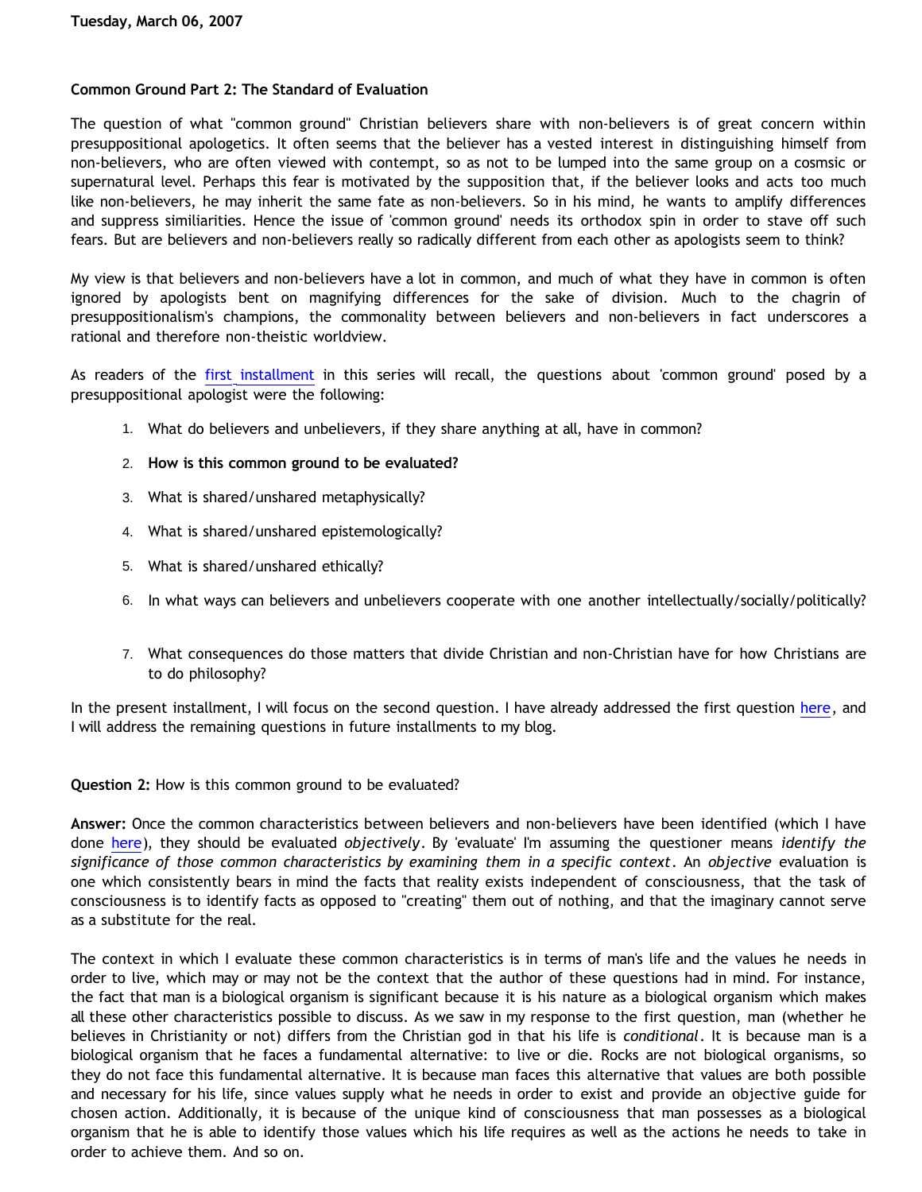**Tuesday, March 06, 2007**

## Common Ground Part 2: The Standard of Evaluation

The question of what "common ground" Christian believers share with non-believers is of great concern within presuppositional apologetics. It often seems that the believer has a vested interest in distinguishing himself from non-believers, who are often viewed with contempt, so as not to be lumped into the same group on a cosmsic or supernatural level. Perhaps this fear is motivated by the supposition that, if the believer looks and acts too much like non-believers, he may inherit the same fate as non-believers. So in his mind, he wants to amplify differences and suppress similiarities. Hence the issue of 'common ground' needs its orthodox spin in order to stave off such fears. But are believers and non-believers really so radically different from each other as apologists seem to think?

My view is that believers and non-believers have a lot in common, and much of what they have in common is often ignored by apologists bent on magnifying differences for the sake of division. Much to the chagrin of presuppositionalism's champions, the commonality between believers and non-believers in fact underscores a rational and therefore non-theistic worldview.

As readers of the first installment in this series will recall, the questions about 'common ground' posed by a presuppositional apologist were the following:

1. What do believers and unbelievers, if they share anything at all, have in common?
2. **How is this common ground to be evaluated?**
3. What is shared/unshared metaphysically?
4. What is shared/unshared epistemologically?
5. What is shared/unshared ethically?
6. In what ways can believers and unbelievers cooperate with one another intellectually/socially/politically?
7. What consequences do those matters that divide Christian and non-Christian have for how Christians are to do philosophy?

In the present installment, I will focus on the second question. I have already addressed the first question here, and I will address the remaining questions in future installments to my blog.

**Question 2:** How is this common ground to be evaluated?

**Answer:** Once the common characteristics between believers and non-believers have been identified (which I have done here), they should be evaluated *objectively*. By 'evaluate' I'm assuming the questioner means *identify the significance of those common characteristics by examining them in a specific context*. An *objective* evaluation is one which consistently bears in mind the facts that reality exists independent of consciousness, that the task of consciousness is to identify facts as opposed to "creating" them out of nothing, and that the imaginary cannot serve as a substitute for the real.

The context in which I evaluate these common characteristics is in terms of man's life and the values he needs in order to live, which may or may not be the context that the author of these questions had in mind. For instance, the fact that man is a biological organism is significant because it is his nature as a biological organism which makes all these other characteristics possible to discuss. As we saw in my response to the first question, man (whether he believes in Christianity or not) differs from the Christian god in that his life is *conditional*. It is because man is a biological organism that he faces a fundamental alternative: to live or die. Rocks are not biological organisms, so they do not face this fundamental alternative. It is because man faces this alternative that values are both possible and necessary for his life, since values supply what he needs in order to exist and provide an objective guide for chosen action. Additionally, it is because of the unique kind of consciousness that man possesses as a biological organism that he is able to identify those values which his life requires as well as the actions he needs to take in order to achieve them. And so on.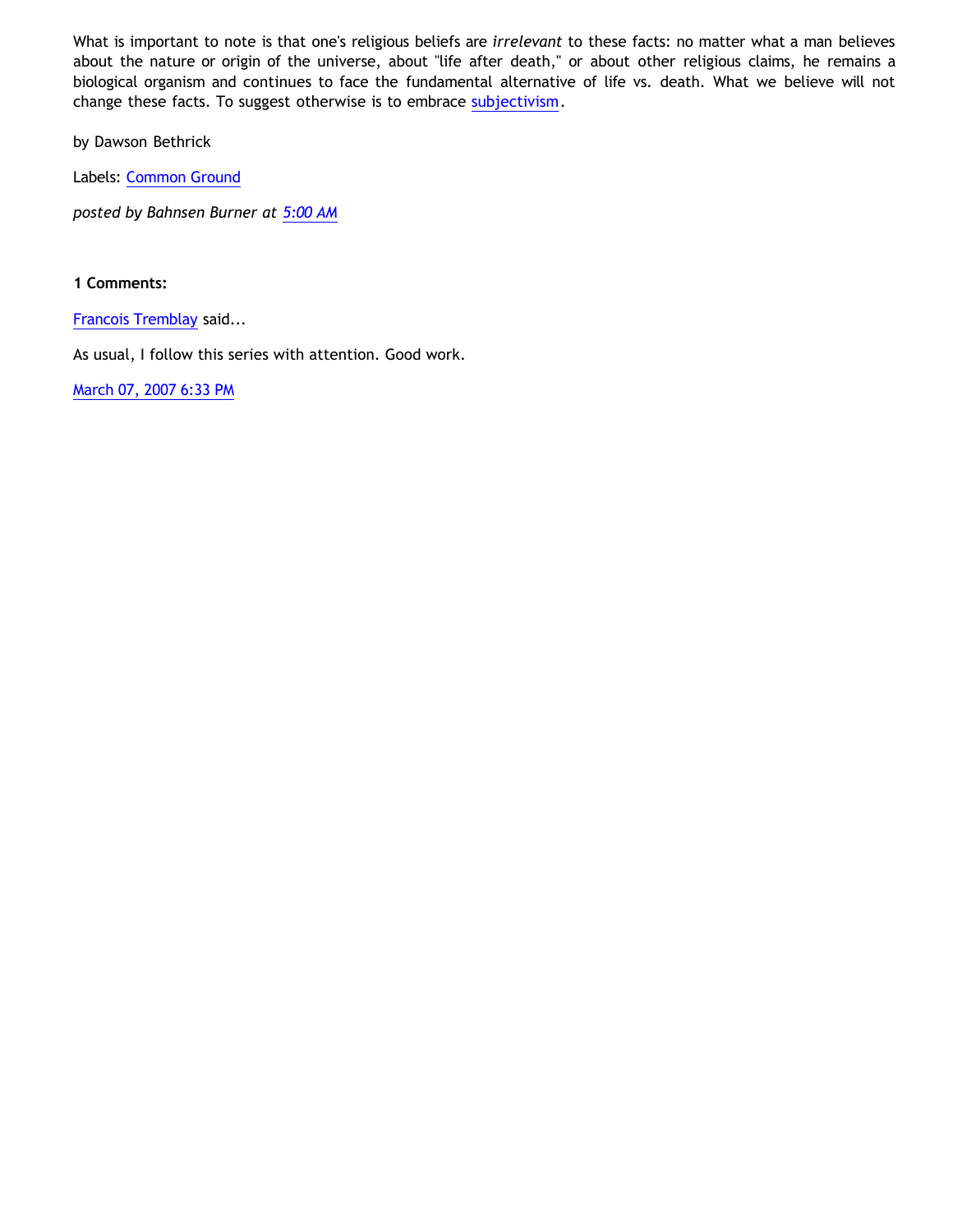What is important to note is that one's religious beliefs are *irrelevant* to these facts: no matter what a man believes about the nature or origin of the universe, about "life after death," or about other religious claims, he remains a biological organism and continues to face the fundamental alternative of life vs. death. What we believe will not change these facts. To suggest otherwise is to embrace subjectivism.

by Dawson Bethrick

Labels: Common Ground

*posted by Bahnsen Burner at 5:00 AM*

**1 Comments:**

Francois Tremblay said...

As usual, I follow this series with attention. Good work.

March 07, 2007 6:33 PM